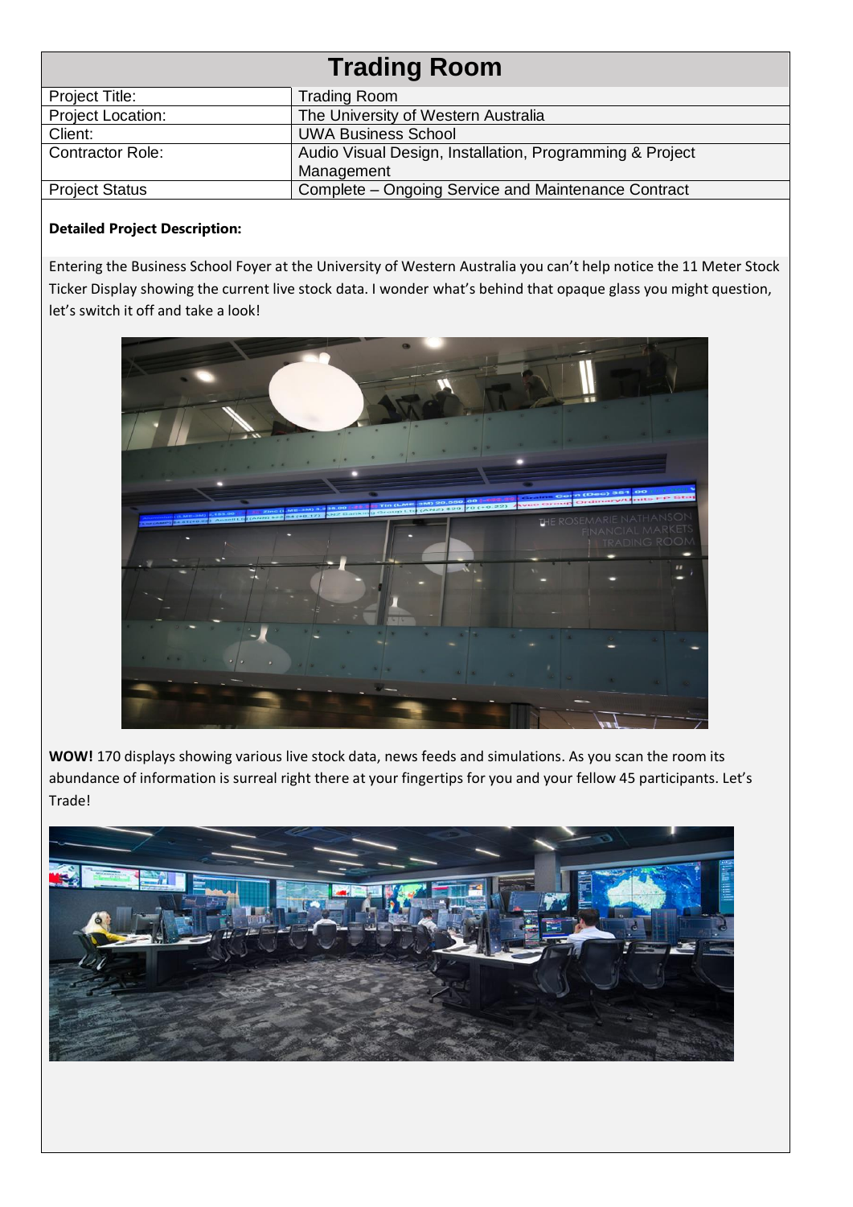# Trading Room

| Project Title: | Trading Room |
|---|---|
| Project Location: | The University of Western Australia |
| Client: | UWA Business School |
| Contractor Role: | Audio Visual Design, Installation, Programming & Project Management |
| Project Status | Complete – Ongoing Service and Maintenance Contract |

**Detailed Project Description:**

Entering the Business School Foyer at the University of Western Australia you can't help notice the 11 Meter Stock Ticker Display showing the current live stock data. I wonder what's behind that opaque glass you might question, let's switch it off and take a look!

**WOW!** 170 displays showing various live stock data, news feeds and simulations. As you scan the room its abundance of information is surreal right there at your fingertips for you and your fellow 45 participants. Let's Trade!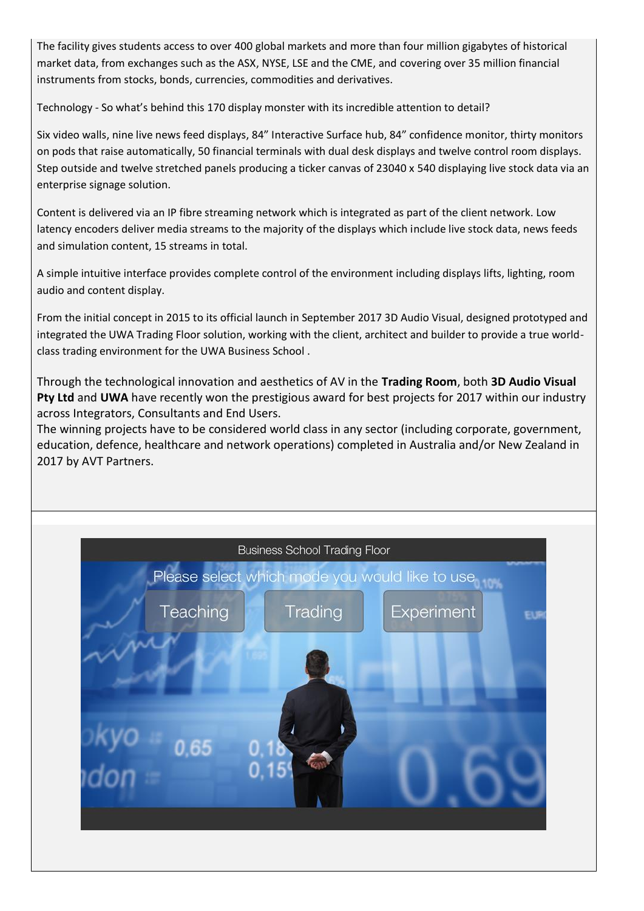The facility gives students access to over 400 global markets and more than four million gigabytes of historical market data, from exchanges such as the ASX, NYSE, LSE and the CME, and covering over 35 million financial instruments from stocks, bonds, currencies, commodities and derivatives.

Technology - So what's behind this 170 display monster with its incredible attention to detail?

Six video walls, nine live news feed displays, 84" Interactive Surface hub, 84" confidence monitor, thirty monitors on pods that raise automatically, 50 financial terminals with dual desk displays and twelve control room displays. Step outside and twelve stretched panels producing a ticker canvas of 23040 x 540 displaying live stock data via an enterprise signage solution.

Content is delivered via an IP fibre streaming network which is integrated as part of the client network. Low latency encoders deliver media streams to the majority of the displays which include live stock data, news feeds and simulation content, 15 streams in total.

A simple intuitive interface provides complete control of the environment including displays lifts, lighting, room audio and content display.

From the initial concept in 2015 to its official launch in September 2017 3D Audio Visual, designed prototyped and integrated the UWA Trading Floor solution, working with the client, architect and builder to provide a true world-class trading environment for the UWA Business School .

Through the technological innovation and aesthetics of AV in the **Trading Room**, both **3D Audio Visual Pty Ltd** and **UWA** have recently won the prestigious award for best projects for 2017 within our industry across Integrators, Consultants and End Users.
The winning projects have to be considered world class in any sector (including corporate, government, education, defence, healthcare and network operations) completed in Australia and/or New Zealand in 2017 by AVT Partners.